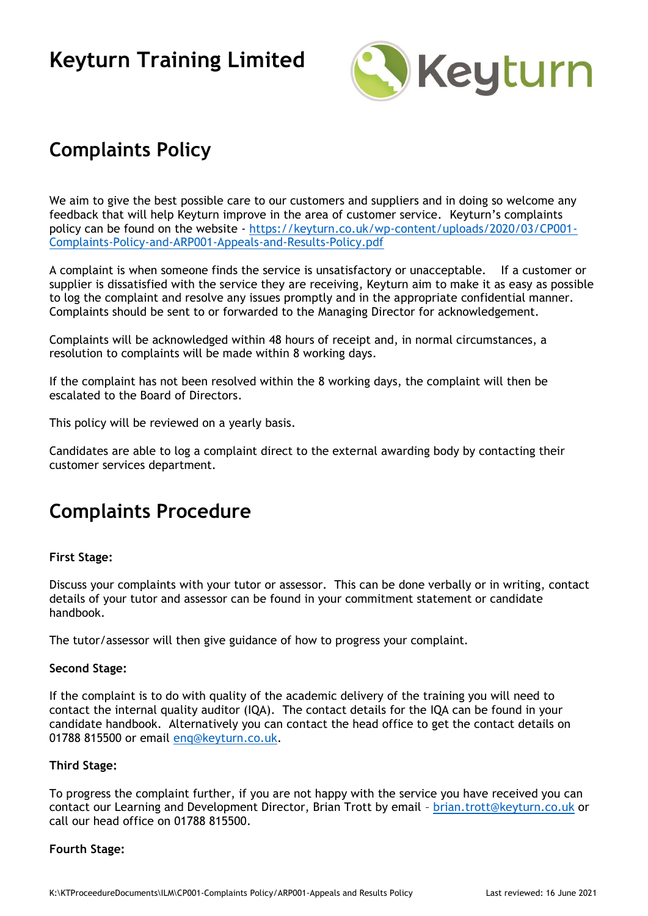# Keyturn Training Limited

## Complaints Policy

We aim to give the best possible care to our customers and suppliers and in doing so welcome any feedback that will help Keyturn improve in the area of customer service. Keyturn's complaints policy can be found on the website - [https://keyturn.co.uk/wp-content/uploads/2020/03/CP001-Complaints-Policy-and-ARP001-Appeals-and-Results-Policy.pdf](https://keyturn.co.uk/wp-content/uploads/2020/03/CP001-Complaints-Policy-and-ARP001-Appeals-and-Results-Policy.pdf)

A complaint is when someone finds the service is unsatisfactory or unacceptable. If a customer or supplier is dissatisfied with the service they are receiving, Keyturn aim to make it as easy as possible to log the complaint and resolve any issues promptly and in the appropriate confidential manner. Complaints should be sent to or forwarded to the Managing Director for acknowledgement.

Complaints will be acknowledged within 48 hours of receipt and, in normal circumstances, a resolution to complaints will be made within 8 working days.

If the complaint has not been resolved within the 8 working days, the complaint will then be escalated to the Board of Directors.

This policy will be reviewed on a yearly basis.

Candidates are able to log a complaint direct to the external awarding body by contacting their customer services department.

## Complaints Procedure

**First Stage:**

Discuss your complaints with your tutor or assessor. This can be done verbally or in writing, contact details of your tutor and assessor can be found in your commitment statement or candidate handbook.

The tutor/assessor will then give guidance of how to progress your complaint.

**Second Stage:**

If the complaint is to do with quality of the academic delivery of the training you will need to contact the internal quality auditor (IQA). The contact details for the IQA can be found in your candidate handbook. Alternatively you can contact the head office to get the contact details on 01788 815500 or email [enq@keyturn.co.uk](mailto:enq@keyturn.co.uk).

**Third Stage:**

To progress the complaint further, if you are not happy with the service you have received you can contact our Learning and Development Director, Brian Trott by email – [brian.trott@keyturn.co.uk](mailto:brian.trott@keyturn.co.uk) or call our head office on 01788 815500.

**Fourth Stage:**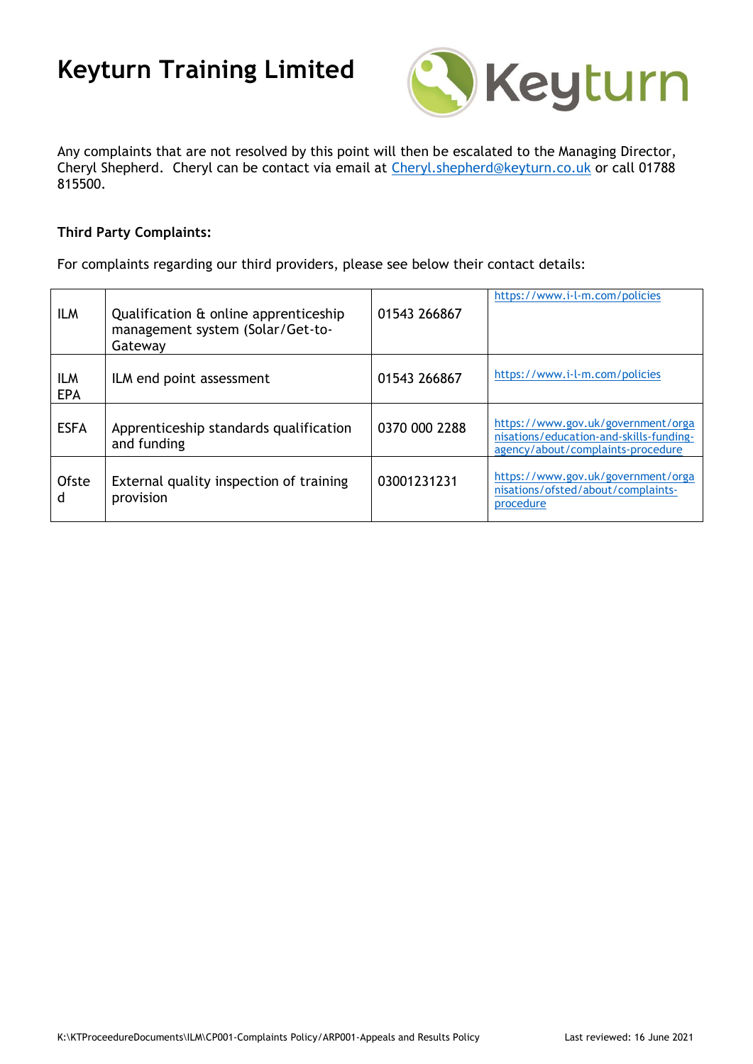Any complaints that are not resolved by this point will then be escalated to the Managing Director, Cheryl Shepherd. Cheryl can be contact via email at Cheryl.shepherd@keyturn.co.uk or call 01788 815500.

**Third Party Complaints:**

For complaints regarding our third providers, please see below their contact details:

| | | | |
|---|---|---|---|
| ILM | Qualification & online apprenticeship management system (Solar/Get-to-Gateway | 01543 266867 | https://www.i-l-m.com/policies |
| ILM EPA | ILM end point assessment | 01543 266867 | https://www.i-l-m.com/policies |
| ESFA | Apprenticeship standards qualification and funding | 0370 000 2288 | https://www.gov.uk/government/organisations/education-and-skills-funding-agency/about/complaints-procedure |
| Ofsted | External quality inspection of training provision | 03001231231 | https://www.gov.uk/government/organisations/ofsted/about/complaints-procedure |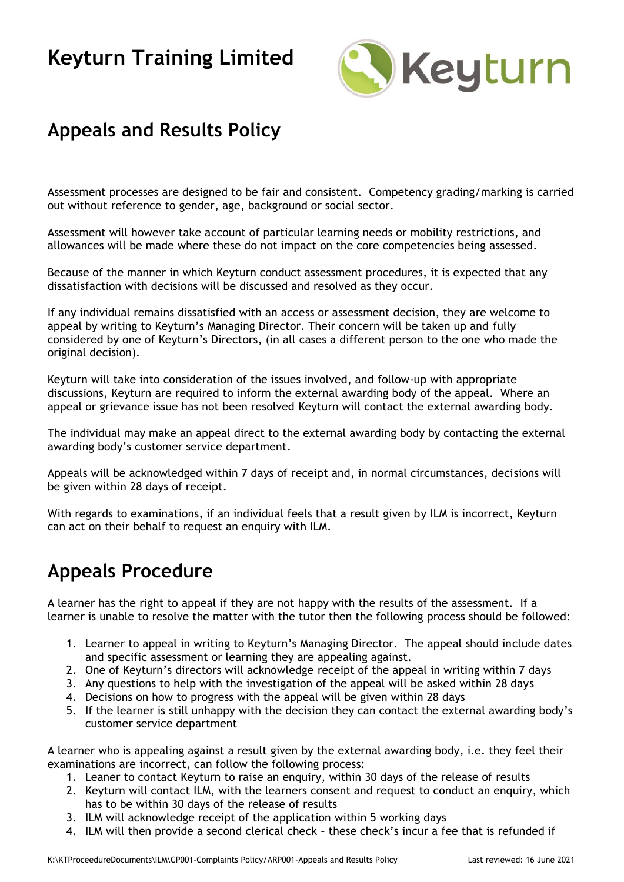# Keyturn Training Limited

## Appeals and Results Policy

Assessment processes are designed to be fair and consistent. Competency grading/marking is carried out without reference to gender, age, background or social sector.

Assessment will however take account of particular learning needs or mobility restrictions, and allowances will be made where these do not impact on the core competencies being assessed.

Because of the manner in which Keyturn conduct assessment procedures, it is expected that any dissatisfaction with decisions will be discussed and resolved as they occur.

If any individual remains dissatisfied with an access or assessment decision, they are welcome to appeal by writing to Keyturn's Managing Director. Their concern will be taken up and fully considered by one of Keyturn's Directors, (in all cases a different person to the one who made the original decision).

Keyturn will take into consideration of the issues involved, and follow-up with appropriate discussions, Keyturn are required to inform the external awarding body of the appeal. Where an appeal or grievance issue has not been resolved Keyturn will contact the external awarding body.

The individual may make an appeal direct to the external awarding body by contacting the external awarding body's customer service department.

Appeals will be acknowledged within 7 days of receipt and, in normal circumstances, decisions will be given within 28 days of receipt.

With regards to examinations, if an individual feels that a result given by ILM is incorrect, Keyturn can act on their behalf to request an enquiry with ILM.

## Appeals Procedure

A learner has the right to appeal if they are not happy with the results of the assessment. If a learner is unable to resolve the matter with the tutor then the following process should be followed:

1. Learner to appeal in writing to Keyturn's Managing Director. The appeal should include dates and specific assessment or learning they are appealing against.
2. One of Keyturn's directors will acknowledge receipt of the appeal in writing within 7 days
3. Any questions to help with the investigation of the appeal will be asked within 28 days
4. Decisions on how to progress with the appeal will be given within 28 days
5. If the learner is still unhappy with the decision they can contact the external awarding body's customer service department

A learner who is appealing against a result given by the external awarding body, i.e. they feel their examinations are incorrect, can follow the following process:

1. Leaner to contact Keyturn to raise an enquiry, within 30 days of the release of results
2. Keyturn will contact ILM, with the learners consent and request to conduct an enquiry, which has to be within 30 days of the release of results
3. ILM will acknowledge receipt of the application within 5 working days
4. ILM will then provide a second clerical check – these check's incur a fee that is refunded if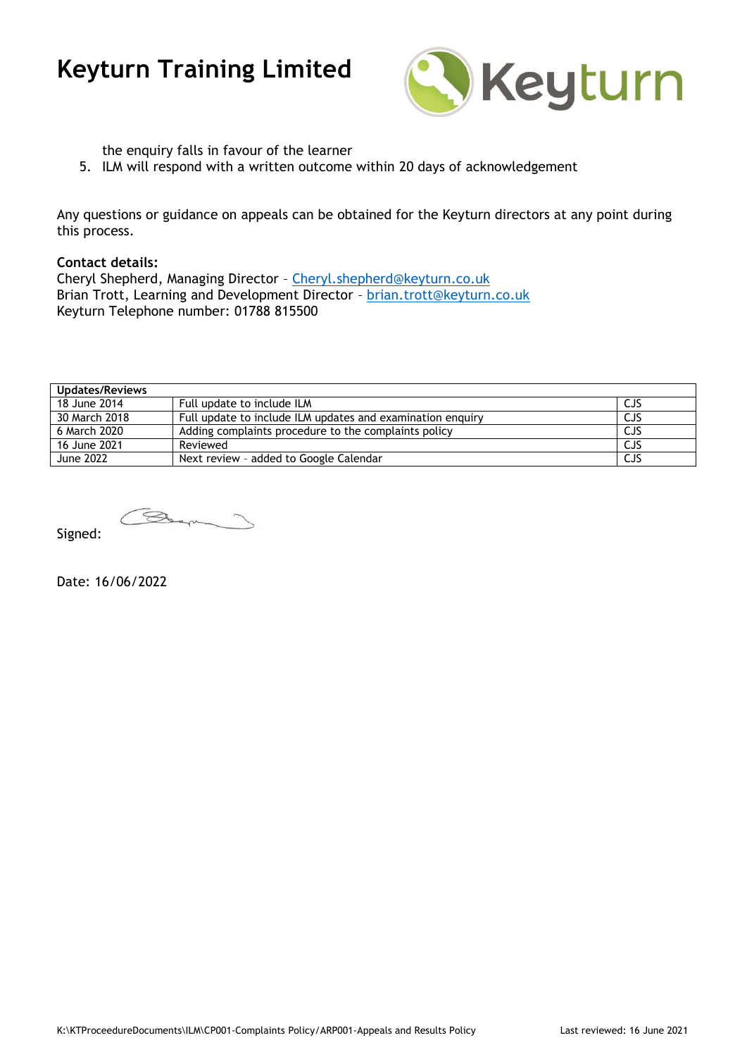the enquiry falls in favour of the learner

5. ILM will respond with a written outcome within 20 days of acknowledgement

Any questions or guidance on appeals can be obtained for the Keyturn directors at any point during this process.

**Contact details:**
Cheryl Shepherd, Managing Director – Cheryl.shepherd@keyturn.co.uk
Brian Trott, Learning and Development Director – brian.trott@keyturn.co.uk
Keyturn Telephone number: 01788 815500

| **Updates/Reviews** | | |
|---|---|---|
| 18 June 2014 | Full update to include ILM | CJS |
| 30 March 2018 | Full update to include ILM updates and examination enquiry | CJS |
| 6 March 2020 | Adding complaints procedure to the complaints policy | CJS |
| 16 June 2021 | Reviewed | CJS |
| June 2022 | Next review – added to Google Calendar | CJS |

Signed:

Date: 16/06/2022